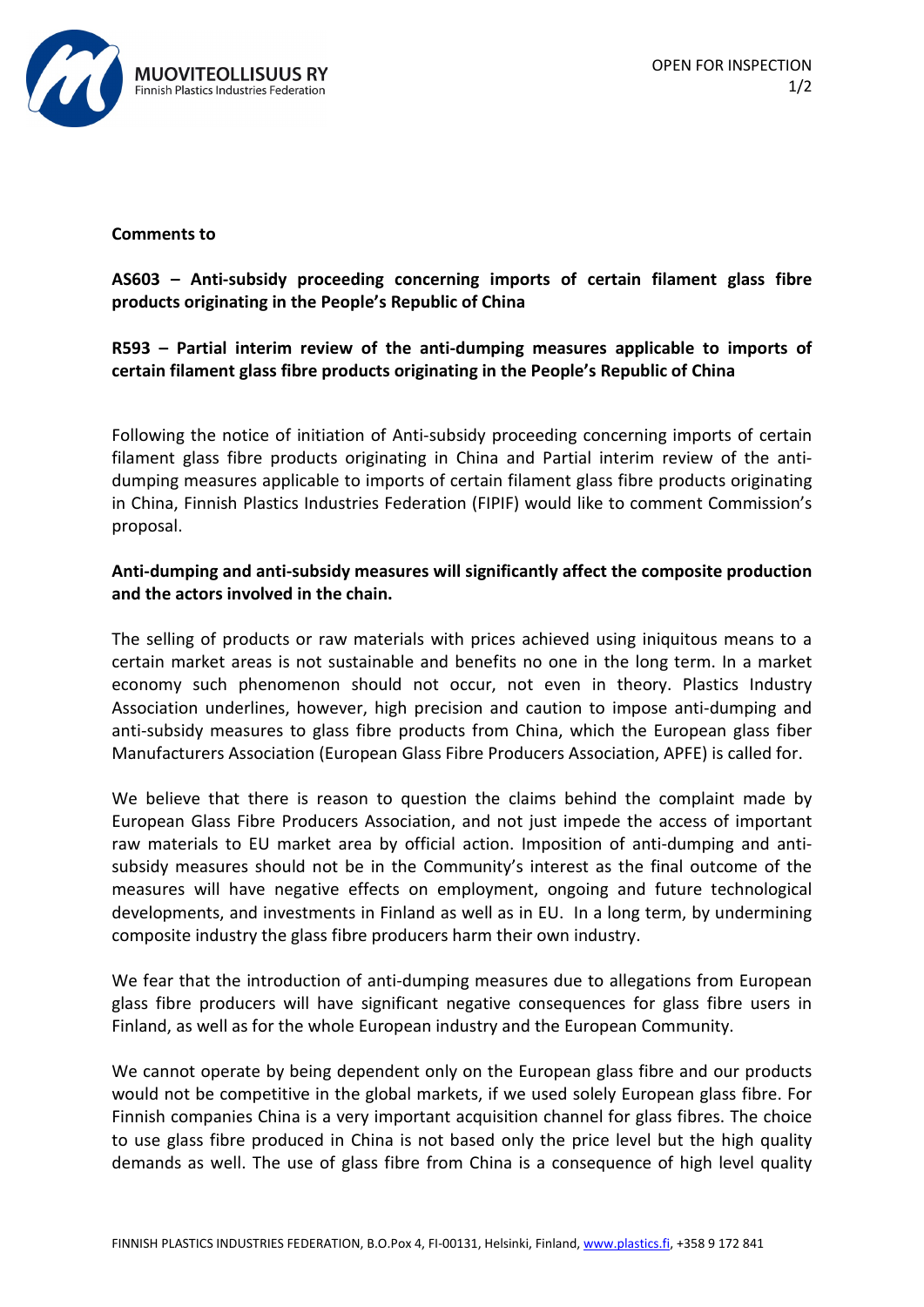**Comments to**

**AS603 – Anti-subsidy proceeding concerning imports of certain filament glass fibre products originating in the People's Republic of China**

**R593 – Partial interim review of the anti-dumping measures applicable to imports of certain filament glass fibre products originating in the People's Republic of China**

Following the notice of initiation of Anti-subsidy proceeding concerning imports of certain filament glass fibre products originating in China and Partial interim review of the anti-dumping measures applicable to imports of certain filament glass fibre products originating in China, Finnish Plastics Industries Federation (FIPIF) would like to comment Commission's proposal.

**Anti-dumping and anti-subsidy measures will significantly affect the composite production and the actors involved in the chain.**

The selling of products or raw materials with prices achieved using iniquitous means to a certain market areas is not sustainable and benefits no one in the long term. In a market economy such phenomenon should not occur, not even in theory. Plastics Industry Association underlines, however, high precision and caution to impose anti-dumping and anti-subsidy measures to glass fibre products from China, which the European glass fiber Manufacturers Association (European Glass Fibre Producers Association, APFE) is called for.

We believe that there is reason to question the claims behind the complaint made by European Glass Fibre Producers Association, and not just impede the access of important raw materials to EU market area by official action. Imposition of anti-dumping and anti-subsidy measures should not be in the Community's interest as the final outcome of the measures will have negative effects on employment, ongoing and future technological developments, and investments in Finland as well as in EU. In a long term, by undermining composite industry the glass fibre producers harm their own industry.

We fear that the introduction of anti-dumping measures due to allegations from European glass fibre producers will have significant negative consequences for glass fibre users in Finland, as well as for the whole European industry and the European Community.

We cannot operate by being dependent only on the European glass fibre and our products would not be competitive in the global markets, if we used solely European glass fibre. For Finnish companies China is a very important acquisition channel for glass fibres. The choice to use glass fibre produced in China is not based only the price level but the high quality demands as well. The use of glass fibre from China is a consequence of high level quality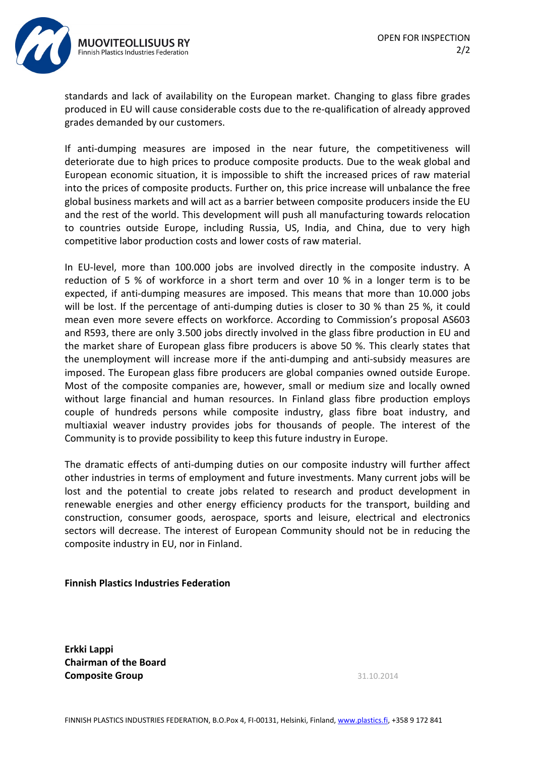standards and lack of availability on the European market. Changing to glass fibre grades produced in EU will cause considerable costs due to the re-qualification of already approved grades demanded by our customers.

If anti-dumping measures are imposed in the near future, the competitiveness will deteriorate due to high prices to produce composite products. Due to the weak global and European economic situation, it is impossible to shift the increased prices of raw material into the prices of composite products. Further on, this price increase will unbalance the free global business markets and will act as a barrier between composite producers inside the EU and the rest of the world. This development will push all manufacturing towards relocation to countries outside Europe, including Russia, US, India, and China, due to very high competitive labor production costs and lower costs of raw material.

In EU-level, more than 100.000 jobs are involved directly in the composite industry. A reduction of 5 % of workforce in a short term and over 10 % in a longer term is to be expected, if anti-dumping measures are imposed. This means that more than 10.000 jobs will be lost. If the percentage of anti-dumping duties is closer to 30 % than 25 %, it could mean even more severe effects on workforce. According to Commission's proposal AS603 and R593, there are only 3.500 jobs directly involved in the glass fibre production in EU and the market share of European glass fibre producers is above 50 %. This clearly states that the unemployment will increase more if the anti-dumping and anti-subsidy measures are imposed. The European glass fibre producers are global companies owned outside Europe. Most of the composite companies are, however, small or medium size and locally owned without large financial and human resources. In Finland glass fibre production employs couple of hundreds persons while composite industry, glass fibre boat industry, and multiaxial weaver industry provides jobs for thousands of people. The interest of the Community is to provide possibility to keep this future industry in Europe.

The dramatic effects of anti-dumping duties on our composite industry will further affect other industries in terms of employment and future investments. Many current jobs will be lost and the potential to create jobs related to research and product development in renewable energies and other energy efficiency products for the transport, building and construction, consumer goods, aerospace, sports and leisure, electrical and electronics sectors will decrease. The interest of European Community should not be in reducing the composite industry in EU, nor in Finland.

**Finnish Plastics Industries Federation**

**Erkki Lappi**
**Chairman of the Board**
**Composite Group**

31.10.2014